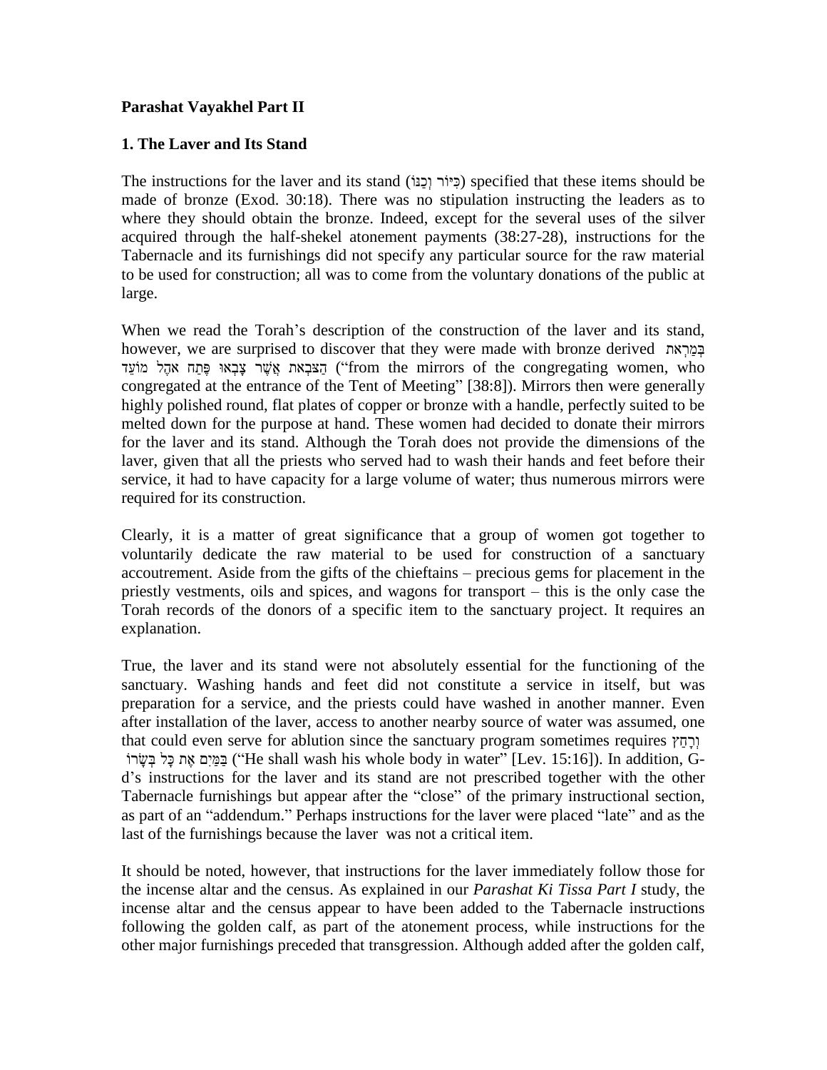**Parashat Vayakhel Part II**

**1. The Laver and Its Stand**

The instructions for the laver and its stand (כִּיּוֹר וְכַנּוֹ) specified that these items should be made of bronze (Exod. 30:18). There was no stipulation instructing the leaders as to where they should obtain the bronze. Indeed, except for the several uses of the silver acquired through the half-shekel atonement payments (38:27-28), instructions for the Tabernacle and its furnishings did not specify any particular source for the raw material to be used for construction; all was to come from the voluntary donations of the public at large.

When we read the Torah's description of the construction of the laver and its stand, however, we are surprised to discover that they were made with bronze derived בְּמַרְאֹת הַצֹּבְאֹת אֲשֶׁר צָבְאוּ פֶּתַח אֹהֶל מוֹעֵד ("from the mirrors of the congregating women, who congregated at the entrance of the Tent of Meeting" [38:8]). Mirrors then were generally highly polished round, flat plates of copper or bronze with a handle, perfectly suited to be melted down for the purpose at hand. These women had decided to donate their mirrors for the laver and its stand. Although the Torah does not provide the dimensions of the laver, given that all the priests who served had to wash their hands and feet before their service, it had to have capacity for a large volume of water; thus numerous mirrors were required for its construction.

Clearly, it is a matter of great significance that a group of women got together to voluntarily dedicate the raw material to be used for construction of a sanctuary accoutrement. Aside from the gifts of the chieftains – precious gems for placement in the priestly vestments, oils and spices, and wagons for transport – this is the only case the Torah records of the donors of a specific item to the sanctuary project. It requires an explanation.

True, the laver and its stand were not absolutely essential for the functioning of the sanctuary. Washing hands and feet did not constitute a service in itself, but was preparation for a service, and the priests could have washed in another manner. Even after installation of the laver, access to another nearby source of water was assumed, one that could even serve for ablution since the sanctuary program sometimes requires וְרָחַץ בַּמַּיִם אֶת כָּל בְּשָׂרוֹ ("He shall wash his whole body in water" [Lev. 15:16]). In addition, G-d's instructions for the laver and its stand are not prescribed together with the other Tabernacle furnishings but appear after the "close" of the primary instructional section, as part of an "addendum." Perhaps instructions for the laver were placed "late" and as the last of the furnishings because the laver was not a critical item.

It should be noted, however, that instructions for the laver immediately follow those for the incense altar and the census. As explained in our *Parashat Ki Tissa Part I* study, the incense altar and the census appear to have been added to the Tabernacle instructions following the golden calf, as part of the atonement process, while instructions for the other major furnishings preceded that transgression. Although added after the golden calf,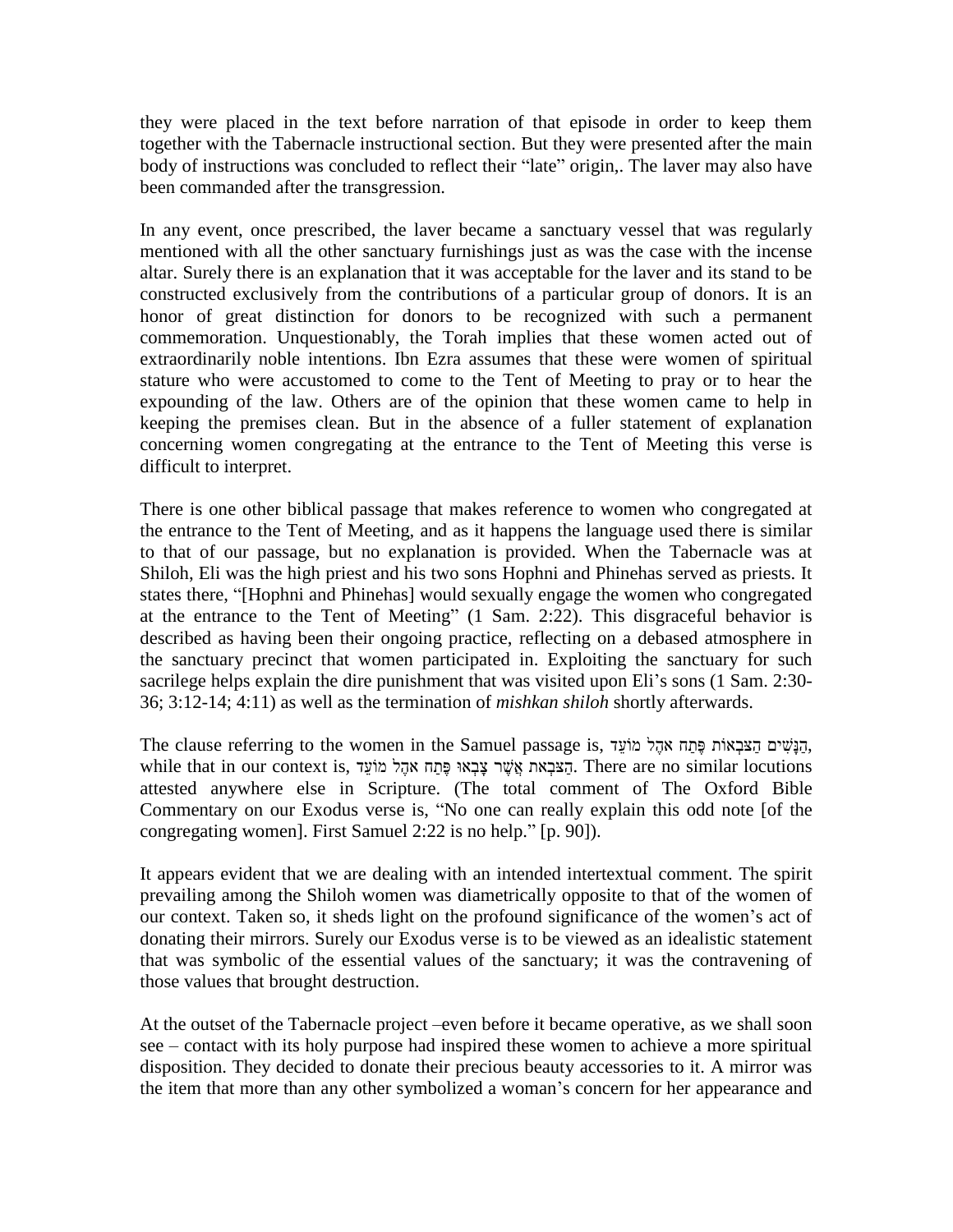they were placed in the text before narration of that episode in order to keep them together with the Tabernacle instructional section. But they were presented after the main body of instructions was concluded to reflect their "late" origin,. The laver may also have been commanded after the transgression.

In any event, once prescribed, the laver became a sanctuary vessel that was regularly mentioned with all the other sanctuary furnishings just as was the case with the incense altar. Surely there is an explanation that it was acceptable for the laver and its stand to be constructed exclusively from the contributions of a particular group of donors. It is an honor of great distinction for donors to be recognized with such a permanent commemoration. Unquestionably, the Torah implies that these women acted out of extraordinarily noble intentions. Ibn Ezra assumes that these were women of spiritual stature who were accustomed to come to the Tent of Meeting to pray or to hear the expounding of the law. Others are of the opinion that these women came to help in keeping the premises clean. But in the absence of a fuller statement of explanation concerning women congregating at the entrance to the Tent of Meeting this verse is difficult to interpret.

There is one other biblical passage that makes reference to women who congregated at the entrance to the Tent of Meeting, and as it happens the language used there is similar to that of our passage, but no explanation is provided. When the Tabernacle was at Shiloh, Eli was the high priest and his two sons Hophni and Phinehas served as priests. It states there, "[Hophni and Phinehas] would sexually engage the women who congregated at the entrance to the Tent of Meeting" (1 Sam. 2:22). This disgraceful behavior is described as having been their ongoing practice, reflecting on a debased atmosphere in the sanctuary precinct that women participated in. Exploiting the sanctuary for such sacrilege helps explain the dire punishment that was visited upon Eli's sons (1 Sam. 2:30-36; 3:12-14; 4:11) as well as the termination of *mishkan shiloh* shortly afterwards.

The clause referring to the women in the Samuel passage is, הַנָּשִׁים הַצֹּבְאוֹת פֶּתַח אֹהֶל מוֹעֵד, while that in our context is, הַצֹּבְאֹת אֲשֶׁר צָבְאוּ פֶּתַח אֹהֶל מוֹעֵד. There are no similar locutions attested anywhere else in Scripture. (The total comment of The Oxford Bible Commentary on our Exodus verse is, "No one can really explain this odd note [of the congregating women]. First Samuel 2:22 is no help." [p. 90]).

It appears evident that we are dealing with an intended intertextual comment. The spirit prevailing among the Shiloh women was diametrically opposite to that of the women of our context. Taken so, it sheds light on the profound significance of the women's act of donating their mirrors. Surely our Exodus verse is to be viewed as an idealistic statement that was symbolic of the essential values of the sanctuary; it was the contravening of those values that brought destruction.

At the outset of the Tabernacle project –even before it became operative, as we shall soon see – contact with its holy purpose had inspired these women to achieve a more spiritual disposition. They decided to donate their precious beauty accessories to it. A mirror was the item that more than any other symbolized a woman's concern for her appearance and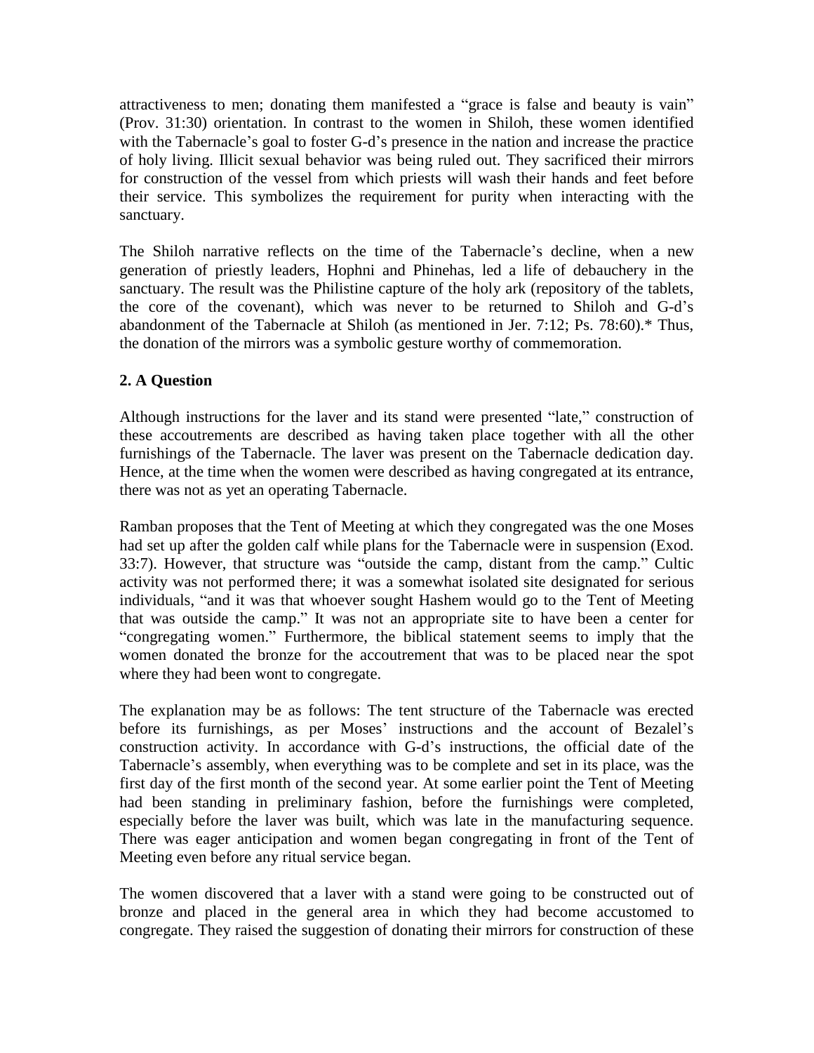attractiveness to men; donating them manifested a "grace is false and beauty is vain" (Prov. 31:30) orientation. In contrast to the women in Shiloh, these women identified with the Tabernacle's goal to foster G-d's presence in the nation and increase the practice of holy living. Illicit sexual behavior was being ruled out. They sacrificed their mirrors for construction of the vessel from which priests will wash their hands and feet before their service. This symbolizes the requirement for purity when interacting with the sanctuary.

The Shiloh narrative reflects on the time of the Tabernacle's decline, when a new generation of priestly leaders, Hophni and Phinehas, led a life of debauchery in the sanctuary. The result was the Philistine capture of the holy ark (repository of the tablets, the core of the covenant), which was never to be returned to Shiloh and G-d's abandonment of the Tabernacle at Shiloh (as mentioned in Jer. 7:12; Ps. 78:60).* Thus, the donation of the mirrors was a symbolic gesture worthy of commemoration.

## 2. A Question

Although instructions for the laver and its stand were presented "late," construction of these accoutrements are described as having taken place together with all the other furnishings of the Tabernacle. The laver was present on the Tabernacle dedication day. Hence, at the time when the women were described as having congregated at its entrance, there was not as yet an operating Tabernacle.

Ramban proposes that the Tent of Meeting at which they congregated was the one Moses had set up after the golden calf while plans for the Tabernacle were in suspension (Exod. 33:7). However, that structure was "outside the camp, distant from the camp." Cultic activity was not performed there; it was a somewhat isolated site designated for serious individuals, "and it was that whoever sought Hashem would go to the Tent of Meeting that was outside the camp." It was not an appropriate site to have been a center for "congregating women." Furthermore, the biblical statement seems to imply that the women donated the bronze for the accoutrement that was to be placed near the spot where they had been wont to congregate.

The explanation may be as follows: The tent structure of the Tabernacle was erected before its furnishings, as per Moses' instructions and the account of Bezalel's construction activity. In accordance with G-d's instructions, the official date of the Tabernacle's assembly, when everything was to be complete and set in its place, was the first day of the first month of the second year. At some earlier point the Tent of Meeting had been standing in preliminary fashion, before the furnishings were completed, especially before the laver was built, which was late in the manufacturing sequence. There was eager anticipation and women began congregating in front of the Tent of Meeting even before any ritual service began.

The women discovered that a laver with a stand were going to be constructed out of bronze and placed in the general area in which they had become accustomed to congregate. They raised the suggestion of donating their mirrors for construction of these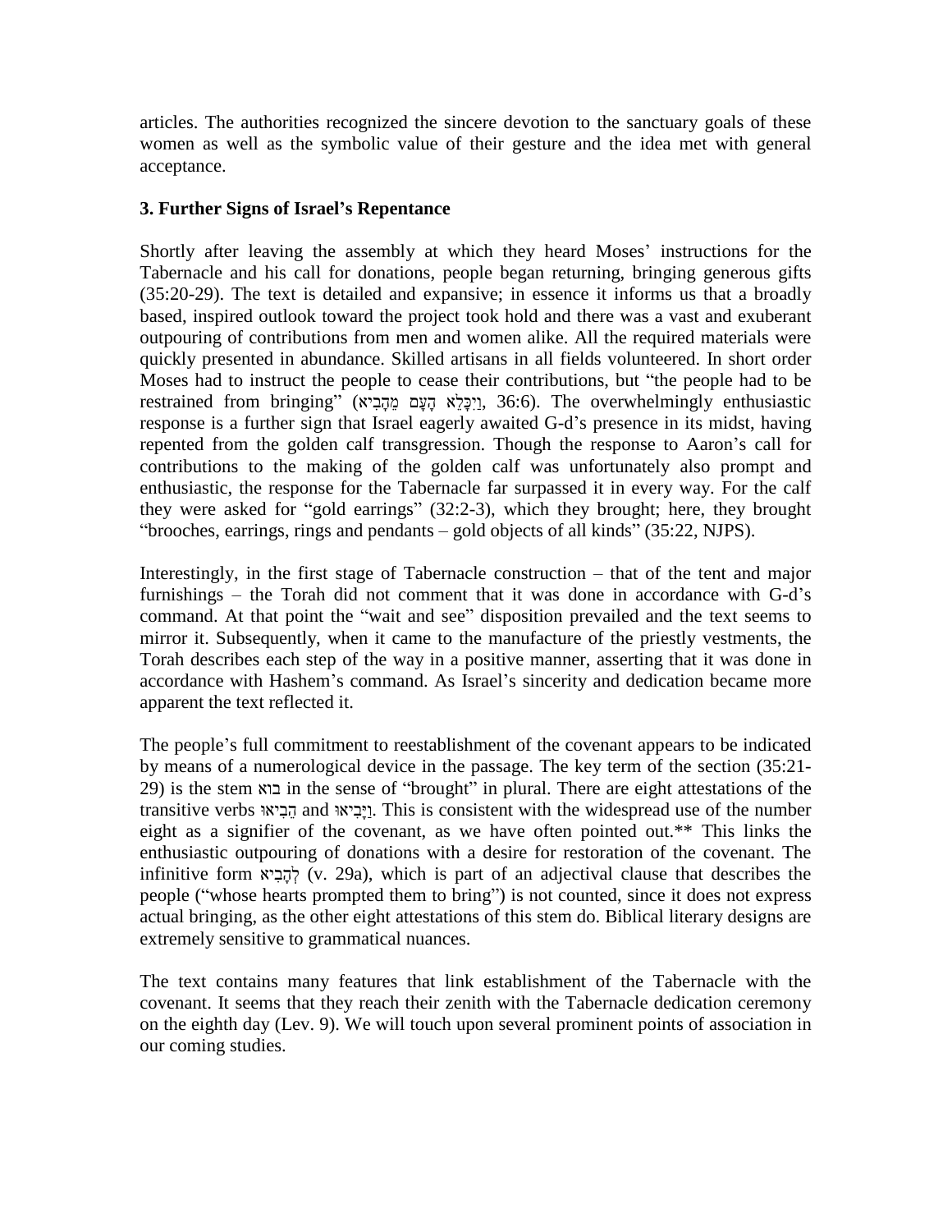articles. The authorities recognized the sincere devotion to the sanctuary goals of these women as well as the symbolic value of their gesture and the idea met with general acceptance.

**3. Further Signs of Israel's Repentance**

Shortly after leaving the assembly at which they heard Moses' instructions for the Tabernacle and his call for donations, people began returning, bringing generous gifts (35:20-29). The text is detailed and expansive; in essence it informs us that a broadly based, inspired outlook toward the project took hold and there was a vast and exuberant outpouring of contributions from men and women alike. All the required materials were quickly presented in abundance. Skilled artisans in all fields volunteered. In short order Moses had to instruct the people to cease their contributions, but "the people had to be restrained from bringing" (וַיִּכָּלֵא הָעָם מֵהָבִיא, 36:6). The overwhelmingly enthusiastic response is a further sign that Israel eagerly awaited G-d's presence in its midst, having repented from the golden calf transgression. Though the response to Aaron's call for contributions to the making of the golden calf was unfortunately also prompt and enthusiastic, the response for the Tabernacle far surpassed it in every way. For the calf they were asked for "gold earrings" (32:2-3), which they brought; here, they brought "brooches, earrings, rings and pendants – gold objects of all kinds" (35:22, NJPS).

Interestingly, in the first stage of Tabernacle construction – that of the tent and major furnishings – the Torah did not comment that it was done in accordance with G-d's command. At that point the "wait and see" disposition prevailed and the text seems to mirror it. Subsequently, when it came to the manufacture of the priestly vestments, the Torah describes each step of the way in a positive manner, asserting that it was done in accordance with Hashem's command. As Israel's sincerity and dedication became more apparent the text reflected it.

The people's full commitment to reestablishment of the covenant appears to be indicated by means of a numerological device in the passage. The key term of the section (35:21-29) is the stem בוא in the sense of "brought" in plural. There are eight attestations of the transitive verbs הֵבִיאוּ and וַיָּבִיאוּ. This is consistent with the widespread use of the number eight as a signifier of the covenant, as we have often pointed out.** This links the enthusiastic outpouring of donations with a desire for restoration of the covenant. The infinitive form לְהָבִיא (v. 29a), which is part of an adjectival clause that describes the people ("whose hearts prompted them to bring") is not counted, since it does not express actual bringing, as the other eight attestations of this stem do. Biblical literary designs are extremely sensitive to grammatical nuances.

The text contains many features that link establishment of the Tabernacle with the covenant. It seems that they reach their zenith with the Tabernacle dedication ceremony on the eighth day (Lev. 9). We will touch upon several prominent points of association in our coming studies.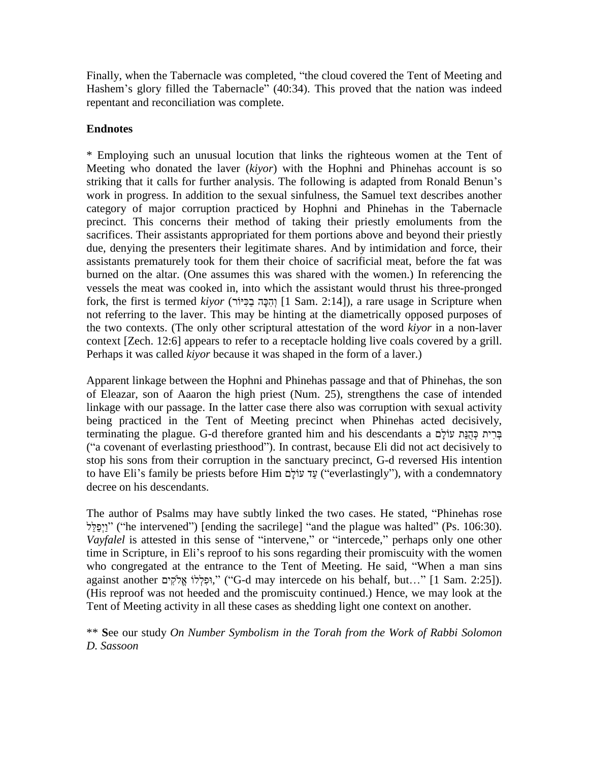Finally, when the Tabernacle was completed, "the cloud covered the Tent of Meeting and Hashem's glory filled the Tabernacle" (40:34). This proved that the nation was indeed repentant and reconciliation was complete.

**Endnotes**

* Employing such an unusual locution that links the righteous women at the Tent of Meeting who donated the laver (*kiyor*) with the Hophni and Phinehas account is so striking that it calls for further analysis. The following is adapted from Ronald Benun's work in progress. In addition to the sexual sinfulness, the Samuel text describes another category of major corruption practiced by Hophni and Phinehas in the Tabernacle precinct. This concerns their method of taking their priestly emoluments from the sacrifices. Their assistants appropriated for them portions above and beyond their priestly due, denying the presenters their legitimate shares. And by intimidation and force, their assistants prematurely took for them their choice of sacrificial meat, before the fat was burned on the altar. (One assumes this was shared with the women.) In referencing the vessels the meat was cooked in, into which the assistant would thrust his three-pronged fork, the first is termed *kiyor* (וְהִכָּה בַכִּיּוֹר [1 Sam. 2:14]), a rare usage in Scripture when not referring to the laver. This may be hinting at the diametrically opposed purposes of the two contexts. (The only other scriptural attestation of the word *kiyor* in a non-laver context [Zech. 12:6] appears to refer to a receptacle holding live coals covered by a grill. Perhaps it was called *kiyor* because it was shaped in the form of a laver.)

Apparent linkage between the Hophni and Phinehas passage and that of Phinehas, the son of Eleazar, son of Aaron the high priest (Num. 25), strengthens the case of intended linkage with our passage. In the latter case there also was corruption with sexual activity being practiced in the Tent of Meeting precinct when Phinehas acted decisively, terminating the plague. G-d therefore granted him and his descendants a בְּרִית כְּהֻנַּת עוֹלָם ("a covenant of everlasting priesthood"). In contrast, because Eli did not act decisively to stop his sons from their corruption in the sanctuary precinct, G-d reversed His intention to have Eli's family be priests before Him עַד עוֹלָם ("everlastingly"), with a condemnatory decree on his descendants.

The author of Psalms may have subtly linked the two cases. He stated, "Phinehas rose וַיְפַלֵּל" ("he intervened") [ending the sacrilege] "and the plague was halted" (Ps. 106:30). *Vayfalel* is attested in this sense of "intervene," or "intercede," perhaps only one other time in Scripture, in Eli's reproof to his sons regarding their promiscuity with the women who congregated at the entrance to the Tent of Meeting. He said, "When a man sins against another וּפִלְלוֹ אֱלֹקִים," ("G-d may intercede on his behalf, but…" [1 Sam. 2:25]). (His reproof was not heeded and the promiscuity continued.) Hence, we may look at the Tent of Meeting activity in all these cases as shedding light one context on another.

** **S**ee our study *On Number Symbolism in the Torah from the Work of Rabbi Solomon D. Sassoon*